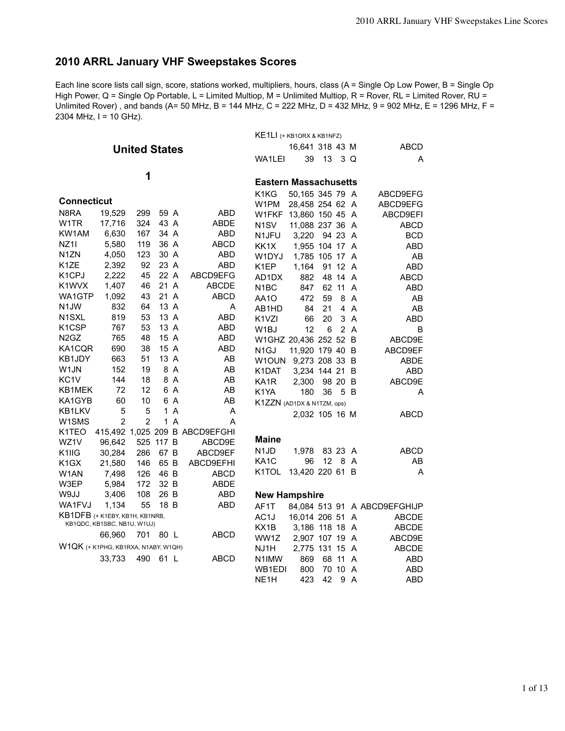## 2010 ARRL January VHF Sweepstakes Scores

Each line score lists call sign, score, stations worked, multipliers, hours, class (A = Single Op Low Power, B = Single Op High Power, Q = Single Op Portable, L = Limited Multiop, M = Unlimited Multiop, R = Rover, RL = Limited Rover, RU = Unlimited Rover) , and bands (A= 50 MHz, B = 144 MHz, C = 222 MHz, D = 432 MHz, 9 = 902 MHz, E = 1296 MHz, F = 2304 MHz, I = 10 GHz).

# United States

## 1

### Connecticut

| Call | Score | QSOs | Mults | Class | Bands |
|---|---|---|---|---|---|
| N8RA | 19,529 | 299 | 59 | A | ABD |
| W1TR | 17,716 | 324 | 43 | A | ABDE |
| KW1AM | 6,630 | 167 | 34 | A | ABD |
| NZ1I | 5,580 | 119 | 36 | A | ABCD |
| N1ZN | 4,050 | 123 | 30 | A | ABD |
| K1ZE | 2,392 | 92 | 23 | A | ABD |
| K1CPJ | 2,222 | 45 | 22 | A | ABCD9EFG |
| K1WVX | 1,407 | 46 | 21 | A | ABCDE |
| WA1GTP | 1,092 | 43 | 21 | A | ABCD |
| N1JW | 832 | 64 | 13 | A | A |
| N1SXL | 819 | 53 | 13 | A | ABD |
| K1CSP | 767 | 53 | 13 | A | ABD |
| N2GZ | 765 | 48 | 15 | A | ABD |
| KA1CQR | 690 | 38 | 15 | A | ABD |
| KB1JDY | 663 | 51 | 13 | A | AB |
| W1JN | 152 | 19 | 8 | A | AB |
| KC1V | 144 | 18 | 8 | A | AB |
| KB1MEK | 72 | 12 | 6 | A | AB |
| KA1GYB | 60 | 10 | 6 | A | AB |
| KB1LKV | 5 | 5 | 1 | A | A |
| W1SMS | 2 | 2 | 1 | A | A |
| K1TEO | 415,492 | 1,025 | 209 | B | ABCD9EFGHI |
| WZ1V | 96,642 | 525 | 117 | B | ABCD9E |
| K1IIG | 30,284 | 286 | 67 | B | ABCD9EF |
| K1GX | 21,580 | 146 | 65 | B | ABCD9EFHI |
| W1AN | 7,498 | 126 | 46 | B | ABCD |
| W3EP | 5,984 | 172 | 32 | B | ABDE |
| W9JJ | 3,406 | 108 | 26 | B | ABD |
| WA1FVJ | 1,134 | 55 | 18 | B | ABD |
| KB1DFB (+ K1EBY, KB1H, KB1NRB, KB1QDC, KB1SBC, NB1U, W1UJ) | 66,960 | 701 | 80 | L | ABCD |
| W1QK (+ K1PHG, KB1RXA, N1ABY, W1QH) | 33,733 | 490 | 61 | L | ABCD |
| KE1LI (+ KB1ORX & KB1NFZ) | 16,641 | 318 | 43 | M | ABCD |
| WA1LEI | 39 | 13 | 3 | Q | A |

### Eastern Massachusetts

| Call | Score | QSOs | Mults | Class | Bands |
|---|---|---|---|---|---|
| K1KG | 50,165 | 345 | 79 | A | ABCD9EFG |
| W1PM | 28,458 | 254 | 62 | A | ABCD9EFG |
| W1FKF | 13,860 | 150 | 45 | A | ABCD9EFI |
| N1SV | 11,088 | 237 | 36 | A | ABCD |
| N1JFU | 3,220 | 94 | 23 | A | BCD |
| KK1X | 1,955 | 104 | 17 | A | ABD |
| W1DYJ | 1,785 | 105 | 17 | A | AB |
| K1EP | 1,164 | 91 | 12 | A | ABD |
| AD1DX | 882 | 48 | 14 | A | ABCD |
| N1BC | 847 | 62 | 11 | A | ABD |
| AA1O | 472 | 59 | 8 | A | AB |
| AB1HD | 84 | 21 | 4 | A | AB |
| K1VZI | 66 | 20 | 3 | A | ABD |
| W1BJ | 12 | 6 | 2 | A | B |
| W1GHZ | 20,436 | 252 | 52 | B | ABCD9E |
| N1GJ | 11,920 | 179 | 40 | B | ABCD9EF |
| W1OUN | 9,273 | 208 | 33 | B | ABDE |
| K1DAT | 3,234 | 144 | 21 | B | ABD |
| KA1R | 2,300 | 98 | 20 | B | ABCD9E |
| K1YA | 180 | 36 | 5 | B | A |
| K1ZZN (AD1DX & N1TZM, ops) | 2,032 | 105 | 16 | M | ABCD |

### Maine

| Call | Score | QSOs | Mults | Class | Bands |
|---|---|---|---|---|---|
| N1JD | 1,978 | 83 | 23 | A | ABCD |
| KA1C | 96 | 12 | 8 | A | AB |
| K1TOL | 13,420 | 220 | 61 | B | A |

### New Hampshire

| Call | Score | QSOs | Mults | Class | Bands |
|---|---|---|---|---|---|
| AF1T | 84,084 | 513 | 91 | A | ABCD9EFGHIJP |
| AC1J | 16,014 | 206 | 51 | A | ABCDE |
| KX1B | 3,186 | 118 | 18 | A | ABCDE |
| WW1Z | 2,907 | 107 | 19 | A | ABCD9E |
| NJ1H | 2,775 | 131 | 15 | A | ABCDE |
| N1IMW | 869 | 68 | 11 | A | ABD |
| WB1EDI | 800 | 70 | 10 | A | ABD |
| NE1H | 423 | 42 | 9 | A | ABD |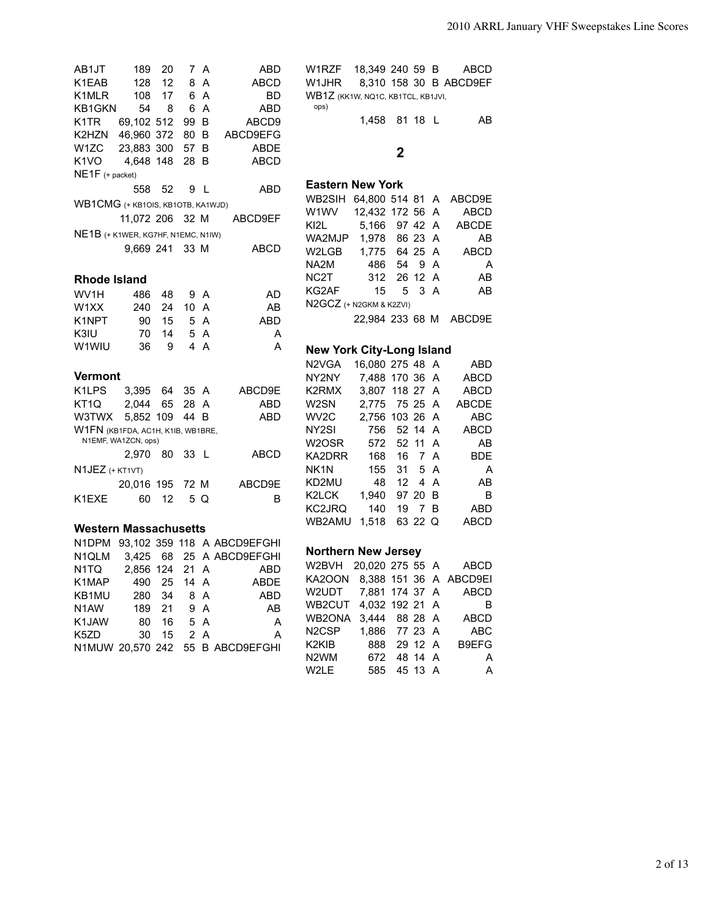| Call | Score | QSOs | Mults | Class | Bands |
|---|---|---|---|---|---|
| AB1JT | 189 | 20 | 7 | A | ABD |
| K1EAB | 128 | 12 | 8 | A | ABCD |
| K1MLR | 108 | 17 | 6 | A | BD |
| KB1GKN | 54 | 8 | 6 | A | ABD |
| K1TR | 69,102 | 512 | 99 | B | ABCD9 |
| K2HZN | 46,960 | 372 | 80 | B | ABCD9EFG |
| W1ZC | 23,883 | 300 | 57 | B | ABDE |
| K1VO | 4,648 | 148 | 28 | B | ABCD |
| NE1F (+ packet) | 558 | 52 | 9 | L | ABD |
| WB1CMG (+ KB1OIS, KB1OTB, KA1WJD) | 11,072 | 206 | 32 | M | ABCD9EF |
| NE1B (+ K1WER, KG7HF, N1EMC, N1IW) | 9,669 | 241 | 33 | M | ABCD |

### Rhode Island

| Call | Score | QSOs | Mults | Class | Bands |
|---|---|---|---|---|---|
| WV1H | 486 | 48 | 9 | A | AD |
| W1XX | 240 | 24 | 10 | A | AB |
| K1NPT | 90 | 15 | 5 | A | ABD |
| K3IU | 70 | 14 | 5 | A | A |
| W1WIU | 36 | 9 | 4 | A | A |

### Vermont

| Call | Score | QSOs | Mults | Class | Bands |
|---|---|---|---|---|---|
| K1LPS | 3,395 | 64 | 35 | A | ABCD9E |
| KT1Q | 2,044 | 65 | 28 | A | ABD |
| W3TWX | 5,852 | 109 | 44 | B | ABD |
| W1FN (KB1FDA, AC1H, K1IB, WB1BRE, N1EMF, WA1ZCN, ops) | 2,970 | 80 | 33 | L | ABCD |
| N1JEZ (+ KT1VT) | 20,016 | 195 | 72 | M | ABCD9E |
| K1EXE | 60 | 12 | 5 | Q | B |

### Western Massachusetts

| Call | Score | QSOs | Mults | Class | Bands |
|---|---|---|---|---|---|
| N1DPM | 93,102 | 359 | 118 | A | ABCD9EFGHI |
| N1QLM | 3,425 | 68 | 25 | A | ABCD9EFGHI |
| N1TQ | 2,856 | 124 | 21 | A | ABD |
| K1MAP | 490 | 25 | 14 | A | ABDE |
| KB1MU | 280 | 34 | 8 | A | ABD |
| N1AW | 189 | 21 | 9 | A | AB |
| K1JAW | 80 | 16 | 5 | A | A |
| K5ZD | 30 | 15 | 2 | A | A |
| N1MUW | 20,570 | 242 | 55 | B | ABCD9EFGHI |
| W1RZF | 18,349 | 240 | 59 | B | ABCD |
| W1JHR | 8,310 | 158 | 30 | B | ABCD9EF |
| WB1Z (KK1W, NQ1C, KB1TCL, KB1JVI, ops) | 1,458 | 81 | 18 | L | AB |

## 2

### Eastern New York

| Call | Score | QSOs | Mults | Class | Bands |
|---|---|---|---|---|---|
| WB2SIH | 64,800 | 514 | 81 | A | ABCD9E |
| W1WV | 12,432 | 172 | 56 | A | ABCD |
| KI2L | 5,166 | 97 | 42 | A | ABCDE |
| WA2MJP | 1,978 | 86 | 23 | A | AB |
| W2LGB | 1,775 | 64 | 25 | A | ABCD |
| NA2M | 486 | 54 | 9 | A | A |
| NC2T | 312 | 26 | 12 | A | AB |
| KG2AF | 15 | 5 | 3 | A | AB |
| N2GCZ (+ N2GKM & K2ZVI) | 22,984 | 233 | 68 | M | ABCD9E |

### New York City-Long Island

| Call | Score | QSOs | Mults | Class | Bands |
|---|---|---|---|---|---|
| N2VGA | 16,080 | 275 | 48 | A | ABD |
| NY2NY | 7,488 | 170 | 36 | A | ABCD |
| K2RMX | 3,807 | 118 | 27 | A | ABCD |
| W2SN | 2,775 | 75 | 25 | A | ABCDE |
| WV2C | 2,756 | 103 | 26 | A | ABC |
| NY2SI | 756 | 52 | 14 | A | ABCD |
| W2OSR | 572 | 52 | 11 | A | AB |
| KA2DRR | 168 | 16 | 7 | A | BDE |
| NK1N | 155 | 31 | 5 | A | A |
| KD2MU | 48 | 12 | 4 | A | AB |
| K2LCK | 1,940 | 97 | 20 | B | B |
| KC2JRQ | 140 | 19 | 7 | B | ABD |
| WB2AMU | 1,518 | 63 | 22 | Q | ABCD |

### Northern New Jersey

| Call | Score | QSOs | Mults | Class | Bands |
|---|---|---|---|---|---|
| W2BVH | 20,020 | 275 | 55 | A | ABCD |
| KA2OON | 8,388 | 151 | 36 | A | ABCD9EI |
| W2UDT | 7,881 | 174 | 37 | A | ABCD |
| WB2CUT | 4,032 | 192 | 21 | A | B |
| WB2ONA | 3,444 | 88 | 28 | A | ABCD |
| N2CSP | 1,886 | 77 | 23 | A | ABC |
| K2KIB | 888 | 29 | 12 | A | B9EFG |
| N2WM | 672 | 48 | 14 | A | A |
| W2LE | 585 | 45 | 13 | A | A |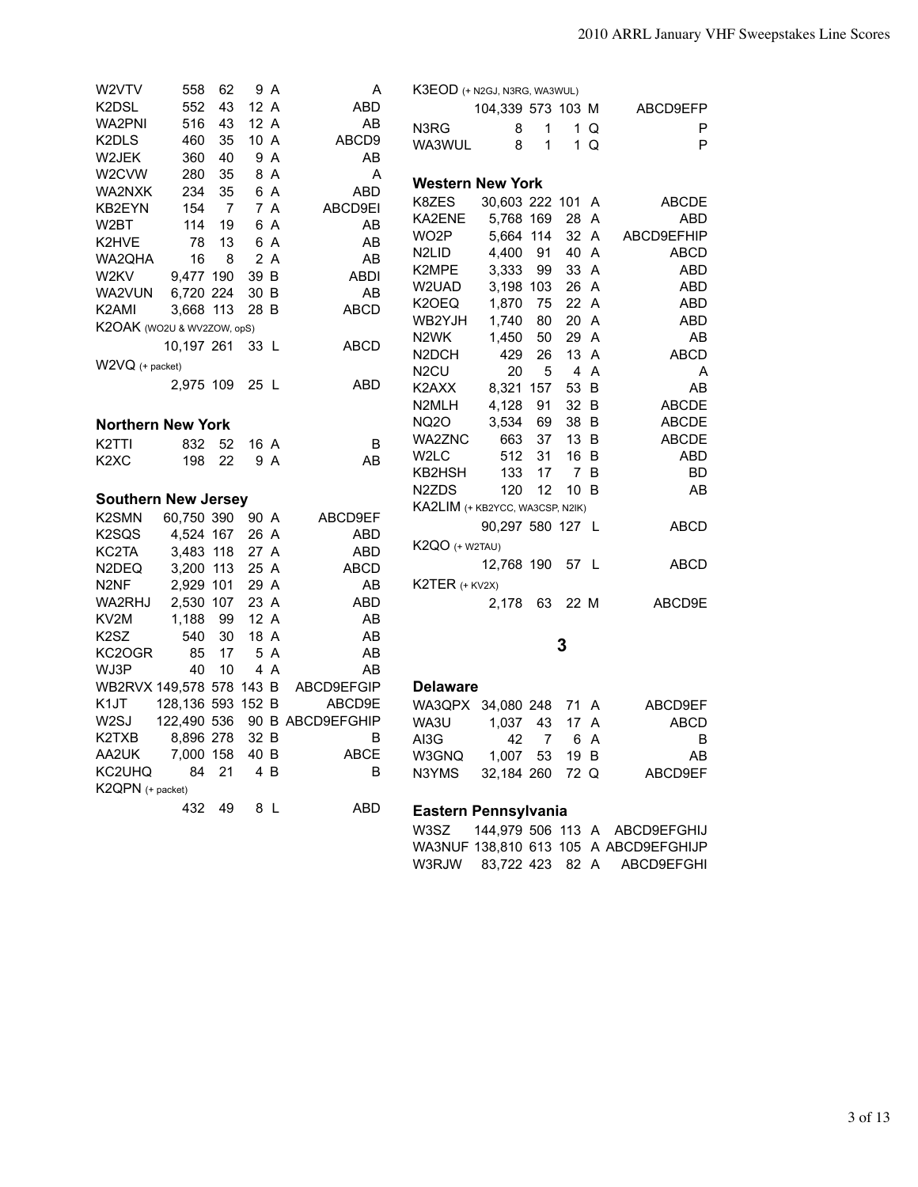| | | | | |
|---|---|---|---|---|
| W2VTV | 558 | 62 | 9 A | A |
| K2DSL | 552 | 43 | 12 A | ABD |
| WA2PNI | 516 | 43 | 12 A | AB |
| K2DLS | 460 | 35 | 10 A | ABCD9 |
| W2JEK | 360 | 40 | 9 A | AB |
| W2CVW | 280 | 35 | 8 A | A |
| WA2NXK | 234 | 35 | 6 A | ABD |
| KB2EYN | 154 | 7 | 7 A | ABCD9EI |
| W2BT | 114 | 19 | 6 A | AB |
| K2HVE | 78 | 13 | 6 A | AB |
| WA2QHA | 16 | 8 | 2 A | AB |
| W2KV | 9,477 | 190 | 39 B | ABDI |
| WA2VUN | 6,720 | 224 | 30 B | AB |
| K2AMI | 3,668 | 113 | 28 B | ABCD |
| K2OAK (WO2U & WV2ZOW, opS) | | | | |
| | 10,197 | 261 | 33 L | ABCD |
| W2VQ (+ packet) | | | | |
| | 2,975 | 109 | 25 L | ABD |

## Northern New York

| | | | | |
|---|---|---|---|---|
| K2TTI | 832 | 52 | 16 A | B |
| K2XC | 198 | 22 | 9 A | AB |

## Southern New Jersey

| | | | | |
|---|---|---|---|---|
| K2SMN | 60,750 | 390 | 90 A | ABCD9EF |
| K2SQS | 4,524 | 167 | 26 A | ABD |
| KC2TA | 3,483 | 118 | 27 A | ABD |
| N2DEQ | 3,200 | 113 | 25 A | ABCD |
| N2NF | 2,929 | 101 | 29 A | AB |
| WA2RHJ | 2,530 | 107 | 23 A | ABD |
| KV2M | 1,188 | 99 | 12 A | AB |
| K2SZ | 540 | 30 | 18 A | AB |
| KC2OGR | 85 | 17 | 5 A | AB |
| WJ3P | 40 | 10 | 4 A | AB |
| WB2RVX | 149,578 | 578 | 143 B | ABCD9EFGIP |
| K1JT | 128,136 | 593 | 152 B | ABCD9E |
| W2SJ | 122,490 | 536 | 90 B | ABCD9EFGHIP |
| K2TXB | 8,896 | 278 | 32 B | B |
| AA2UK | 7,000 | 158 | 40 B | ABCE |
| KC2UHQ | 84 | 21 | 4 B | B |
| K2QPN (+ packet) | | | | |
| | 432 | 49 | 8 L | ABD |

| | | | | |
|---|---|---|---|---|
| K3EOD (+ N2GJ, N3RG, WA3WUL) | | | | |
| | 104,339 | 573 | 103 M | ABCD9EFP |
| N3RG | 8 | 1 | 1 Q | P |
| WA3WUL | 8 | 1 | 1 Q | P |

## Western New York

| | | | | |
|---|---|---|---|---|
| K8ZES | 30,603 | 222 | 101 A | ABCDE |
| KA2ENE | 5,768 | 169 | 28 A | ABD |
| WO2P | 5,664 | 114 | 32 A | ABCD9EFHIP |
| N2LID | 4,400 | 91 | 40 A | ABCD |
| K2MPE | 3,333 | 99 | 33 A | ABD |
| W2UAD | 3,198 | 103 | 26 A | ABD |
| K2OEQ | 1,870 | 75 | 22 A | ABD |
| WB2YJH | 1,740 | 80 | 20 A | ABD |
| N2WK | 1,450 | 50 | 29 A | AB |
| N2DCH | 429 | 26 | 13 A | ABCD |
| N2CU | 20 | 5 | 4 A | A |
| K2AXX | 8,321 | 157 | 53 B | AB |
| N2MLH | 4,128 | 91 | 32 B | ABCDE |
| NQ2O | 3,534 | 69 | 38 B | ABCDE |
| WA2ZNC | 663 | 37 | 13 B | ABCDE |
| W2LC | 512 | 31 | 16 B | ABD |
| KB2HSH | 133 | 17 | 7 B | BD |
| N2ZDS | 120 | 12 | 10 B | AB |
| KA2LIM (+ KB2YCC, WA3CSP, N2IK) | | | | |
| | 90,297 | 580 | 127 L | ABCD |
| K2QO (+ W2TAU) | | | | |
| | 12,768 | 190 | 57 L | ABCD |
| K2TER (+ KV2X) | | | | |
| | 2,178 | 63 | 22 M | ABCD9E |

# 3

## Delaware

| | | | | |
|---|---|---|---|---|
| WA3QPX | 34,080 | 248 | 71 A | ABCD9EF |
| WA3U | 1,037 | 43 | 17 A | ABCD |
| AI3G | 42 | 7 | 6 A | B |
| W3GNQ | 1,007 | 53 | 19 B | AB |
| N3YMS | 32,184 | 260 | 72 Q | ABCD9EF |

## Eastern Pennsylvania

| | | | | |
|---|---|---|---|---|
| W3SZ | 144,979 | 506 | 113 A | ABCD9EFGHIJ |
| WA3NUF | 138,810 | 613 | 105 A | ABCD9EFGHIJP |
| W3RJW | 83,722 | 423 | 82 A | ABCD9EFGHI |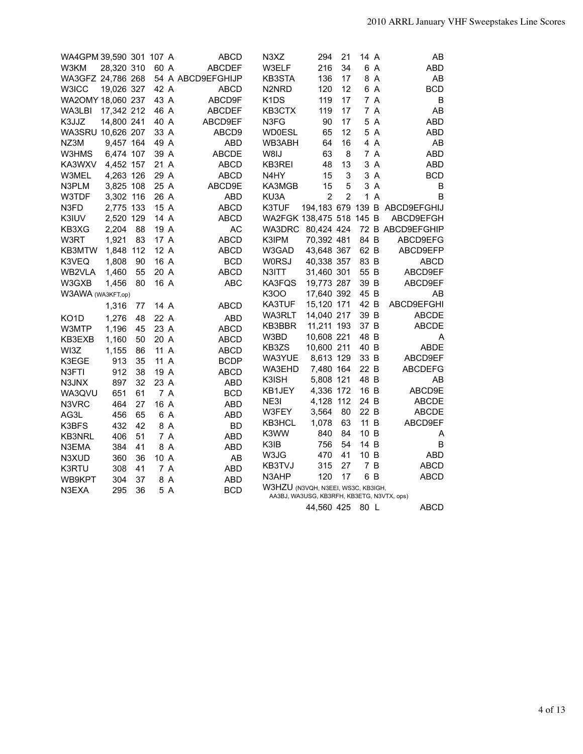| Call | Score | QSOs | Mults | Class | Bands |
|---|---|---|---|---|---|
| WA4GPM | 39,590 | 301 | 107 | A | ABCD |
| W3KM | 28,320 | 310 | 60 | A | ABCDEF |
| WA3GFZ | 24,786 | 268 | 54 | A | ABCD9EFGHIJP |
| W3ICC | 19,026 | 327 | 42 | A | ABCD |
| WA2OMY | 18,060 | 237 | 43 | A | ABCD9F |
| WA3LBI | 17,342 | 212 | 46 | A | ABCDEF |
| K3JJZ | 14,800 | 241 | 40 | A | ABCD9EF |
| WA3SRU | 10,626 | 207 | 33 | A | ABCD9 |
| NZ3M | 9,457 | 164 | 49 | A | ABD |
| W3HMS | 6,474 | 107 | 39 | A | ABCDE |
| KA3WXV | 4,452 | 157 | 21 | A | ABCD |
| W3MEL | 4,263 | 126 | 29 | A | ABCD |
| N3PLM | 3,825 | 108 | 25 | A | ABCD9E |
| W3TDF | 3,302 | 116 | 26 | A | ABD |
| N3FD | 2,775 | 133 | 15 | A | ABCD |
| K3IUV | 2,520 | 129 | 14 | A | ABCD |
| KB3XG | 2,204 | 88 | 19 | A | AC |
| W3RT | 1,921 | 83 | 17 | A | ABCD |
| KB3MTW | 1,848 | 112 | 12 | A | ABCD |
| K3VEQ | 1,808 | 90 | 16 | A | BCD |
| WB2VLA | 1,460 | 55 | 20 | A | ABCD |
| W3GXB | 1,456 | 80 | 16 | A | ABC |
| W3AWA (WA3KFT,op) | 1,316 | 77 | 14 | A | ABCD |
| KO1D | 1,276 | 48 | 22 | A | ABD |
| W3MTP | 1,196 | 45 | 23 | A | ABCD |
| KB3EXB | 1,160 | 50 | 20 | A | ABCD |
| WI3Z | 1,155 | 86 | 11 | A | ABCD |
| K3EGE | 913 | 35 | 11 | A | BCDP |
| N3FTI | 912 | 38 | 19 | A | ABCD |
| N3JNX | 897 | 32 | 23 | A | ABD |
| WA3QVU | 651 | 61 | 7 | A | BCD |
| N3VRC | 464 | 27 | 16 | A | ABD |
| AG3L | 456 | 65 | 6 | A | ABD |
| K3BFS | 432 | 42 | 8 | A | BD |
| KB3NRL | 406 | 51 | 7 | A | ABD |
| N3EMA | 384 | 41 | 8 | A | ABD |
| N3XUD | 360 | 36 | 10 | A | AB |
| K3RTU | 308 | 41 | 7 | A | ABD |
| WB9KPT | 304 | 37 | 8 | A | ABD |
| N3EXA | 295 | 36 | 5 | A | BCD |
| N3XZ | 294 | 21 | 14 | A | AB |
| W3ELF | 216 | 34 | 6 | A | ABD |
| KB3STA | 136 | 17 | 8 | A | AB |
| N2NRD | 120 | 12 | 6 | A | BCD |
| K1DS | 119 | 17 | 7 | A | B |
| KB3CTX | 119 | 17 | 7 | A | AB |
| N3FG | 90 | 17 | 5 | A | ABD |
| WD0ESL | 65 | 12 | 5 | A | ABD |
| WB3ABH | 64 | 16 | 4 | A | AB |
| W8IJ | 63 | 8 | 7 | A | ABD |
| KB3REI | 48 | 13 | 3 | A | ABD |
| N4HY | 15 | 3 | 3 | A | BCD |
| KA3MGB | 15 | 5 | 3 | A | B |
| KU3A | 2 | 2 | 1 | A | B |
| K3TUF | 194,183 | 679 | 139 | B | ABCD9EFGHIJ |
| WA2FGK | 138,475 | 518 | 145 | B | ABCD9EFGH |
| WA3DRC | 80,424 | 424 | 72 | B | ABCD9EFGHIP |
| K3IPM | 70,392 | 481 | 84 | B | ABCD9EFG |
| W3GAD | 43,648 | 367 | 62 | B | ABCD9EFP |
| W0RSJ | 40,338 | 357 | 83 | B | ABCD |
| N3ITT | 31,460 | 301 | 55 | B | ABCD9EF |
| KA3FQS | 19,773 | 287 | 39 | B | ABCD9EF |
| K3OO | 17,640 | 392 | 45 | B | AB |
| KA3TUF | 15,120 | 171 | 42 | B | ABCD9EFGHI |
| WA3RLT | 14,040 | 217 | 39 | B | ABCDE |
| KB3BBR | 11,211 | 193 | 37 | B | ABCDE |
| W3BD | 10,608 | 221 | 48 | B | A |
| KB3ZS | 10,600 | 211 | 40 | B | ABDE |
| WA3YUE | 8,613 | 129 | 33 | B | ABCD9EF |
| WA3EHD | 7,480 | 164 | 22 | B | ABCDEFG |
| K3ISH | 5,808 | 121 | 48 | B | AB |
| KB1JEY | 4,336 | 172 | 16 | B | ABCD9E |
| NE3I | 4,128 | 112 | 24 | B | ABCDE |
| W3FEY | 3,564 | 80 | 22 | B | ABCDE |
| KB3HCL | 1,078 | 63 | 11 | B | ABCD9EF |
| K3WW | 840 | 84 | 10 | B | A |
| K3IB | 756 | 54 | 14 | B | B |
| W3JG | 470 | 41 | 10 | B | ABD |
| KB3TVJ | 315 | 27 | 7 | B | ABCD |
| N3AHP | 120 | 17 | 6 | B | ABCD |
| W3HZU (N3VQH, N3EEI, WS3C, KB3IGH, AA3BJ, WA3USG, KB3RFH, KB3ETG, N3VTX, ops) | 44,560 | 425 | 80 | L | ABCD |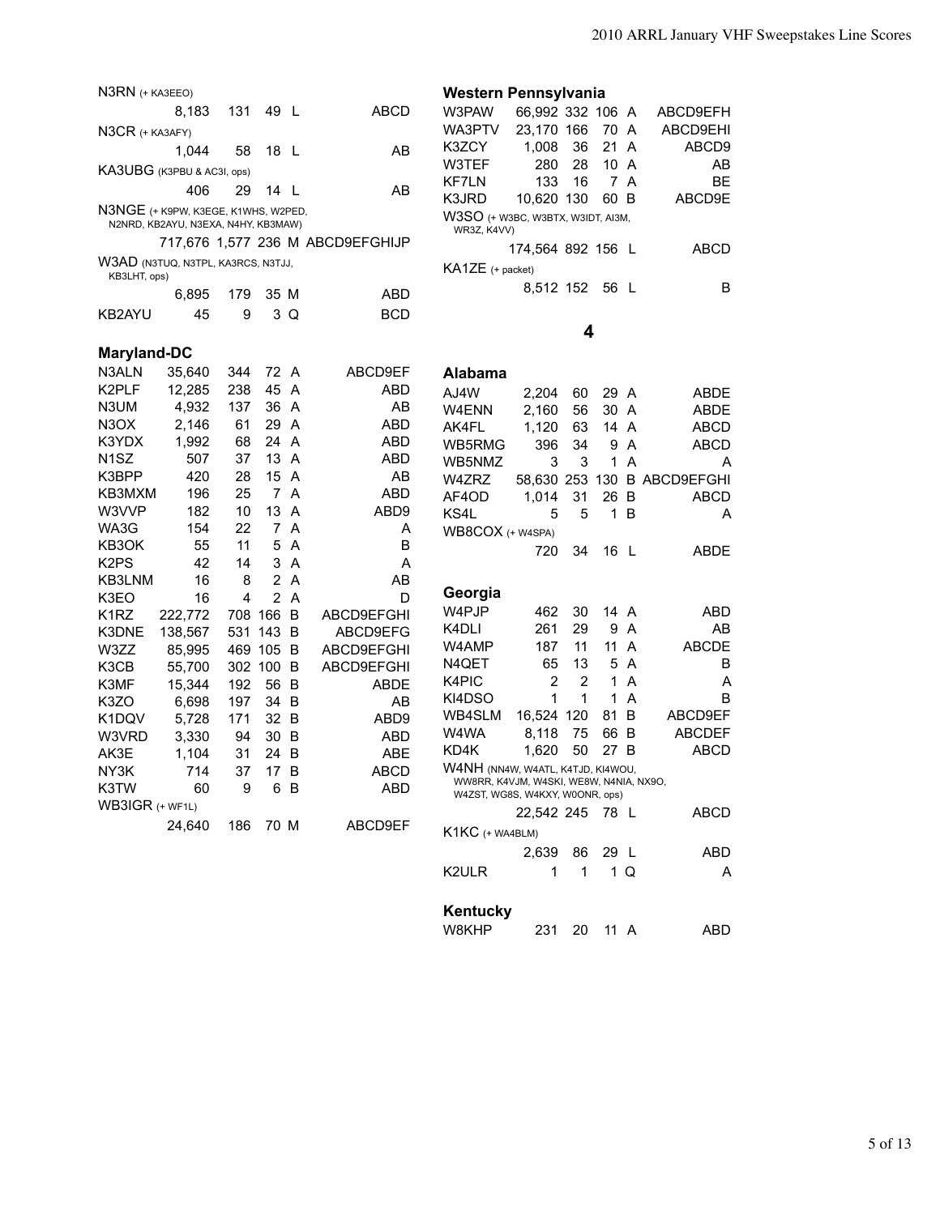N3RN (+ KA3EEO)

| | Score | QSOs | Mults | Class | Bands |
|---|---|---|---|---|---|
| N3RN (+ KA3EEO) | 8,183 | 131 | 49 | L | ABCD |
| N3CR (+ KA3AFY) | 1,044 | 58 | 18 | L | AB |
| KA3UBG (K3PBU & AC3I, ops) | 406 | 29 | 14 | L | AB |
| N3NGE (+ K9PW, K3EGE, K1WHS, W2PED, N2NRD, KB2AYU, N3EXA, N4HY, KB3MAW) | 717,676 | 1,577 | 236 | M | ABCD9EFGHIJP |
| W3AD (N3TUQ, N3TPL, KA3RCS, N3TJJ, KB3LHT, ops) | 6,895 | 179 | 35 | M | ABD |
| KB2AYU | 45 | 9 | 3 | Q | BCD |

**Maryland-DC**

| | Score | QSOs | Mults | Class | Bands |
|---|---|---|---|---|---|
| N3ALN | 35,640 | 344 | 72 | A | ABCD9EF |
| K2PLF | 12,285 | 238 | 45 | A | ABD |
| N3UM | 4,932 | 137 | 36 | A | AB |
| N3OX | 2,146 | 61 | 29 | A | ABD |
| K3YDX | 1,992 | 68 | 24 | A | ABD |
| N1SZ | 507 | 37 | 13 | A | ABD |
| K3BPP | 420 | 28 | 15 | A | AB |
| KB3MXM | 196 | 25 | 7 | A | ABD |
| W3VVP | 182 | 10 | 13 | A | ABD9 |
| WA3G | 154 | 22 | 7 | A | A |
| KB3OK | 55 | 11 | 5 | A | B |
| K2PS | 42 | 14 | 3 | A | A |
| KB3LNM | 16 | 8 | 2 | A | AB |
| K3EO | 16 | 4 | 2 | A | D |
| K1RZ | 222,772 | 708 | 166 | B | ABCD9EFGHI |
| K3DNE | 138,567 | 531 | 143 | B | ABCD9EFG |
| W3ZZ | 85,995 | 469 | 105 | B | ABCD9EFGHI |
| K3CB | 55,700 | 302 | 100 | B | ABCD9EFGHI |
| K3MF | 15,344 | 192 | 56 | B | ABDE |
| K3ZO | 6,698 | 197 | 34 | B | AB |
| K1DQV | 5,728 | 171 | 32 | B | ABD9 |
| W3VRD | 3,330 | 94 | 30 | B | ABD |
| AK3E | 1,104 | 31 | 24 | B | ABE |
| NY3K | 714 | 37 | 17 | B | ABCD |
| K3TW | 60 | 9 | 6 | B | ABD |
| WB3IGR (+ WF1L) | 24,640 | 186 | 70 | M | ABCD9EF |

**Western Pennsylvania**

| | Score | QSOs | Mults | Class | Bands |
|---|---|---|---|---|---|
| W3PAW | 66,992 | 332 | 106 | A | ABCD9EFH |
| WA3PTV | 23,170 | 166 | 70 | A | ABCD9EHI |
| K3ZCY | 1,008 | 36 | 21 | A | ABCD9 |
| W3TEF | 280 | 28 | 10 | A | AB |
| KF7LN | 133 | 16 | 7 | A | BE |
| K3JRD | 10,620 | 130 | 60 | B | ABCD9E |
| W3SO (+ W3BC, W3BTX, W3IDT, AI3M, WR3Z, K4VV) | 174,564 | 892 | 156 | L | ABCD |
| KA1ZE (+ packet) | 8,512 | 152 | 56 | L | B |

## 4

**Alabama**

| | Score | QSOs | Mults | Class | Bands |
|---|---|---|---|---|---|
| AJ4W | 2,204 | 60 | 29 | A | ABDE |
| W4ENN | 2,160 | 56 | 30 | A | ABDE |
| AK4FL | 1,120 | 63 | 14 | A | ABCD |
| WB5RMG | 396 | 34 | 9 | A | ABCD |
| WB5NMZ | 3 | 3 | 1 | A | A |
| W4ZRZ | 58,630 | 253 | 130 | B | ABCD9EFGHI |
| AF4OD | 1,014 | 31 | 26 | B | ABCD |
| KS4L | 5 | 5 | 1 | B | A |
| WB8COX (+ W4SPA) | 720 | 34 | 16 | L | ABDE |

**Georgia**

| | Score | QSOs | Mults | Class | Bands |
|---|---|---|---|---|---|
| W4PJP | 462 | 30 | 14 | A | ABD |
| K4DLI | 261 | 29 | 9 | A | AB |
| W4AMP | 187 | 11 | 11 | A | ABCDE |
| N4QET | 65 | 13 | 5 | A | B |
| K4PIC | 2 | 2 | 1 | A | A |
| KI4DSO | 1 | 1 | 1 | A | B |
| WB4SLM | 16,524 | 120 | 81 | B | ABCD9EF |
| W4WA | 8,118 | 75 | 66 | B | ABCDEF |
| KD4K | 1,620 | 50 | 27 | B | ABCD |
| W4NH (NN4W, W4ATL, K4TJD, KI4WOU, WW8RR, K4VJM, W4SKI, WE8W, N4NIA, NX9O, W4ZST, WG8S, W4KXY, W0ONR, ops) | 22,542 | 245 | 78 | L | ABCD |
| K1KC (+ WA4BLM) | 2,639 | 86 | 29 | L | ABD |
| K2ULR | 1 | 1 | 1 | Q | A |

**Kentucky**

| | Score | QSOs | Mults | Class | Bands |
|---|---|---|---|---|---|
| W8KHP | 231 | 20 | 11 | A | ABD |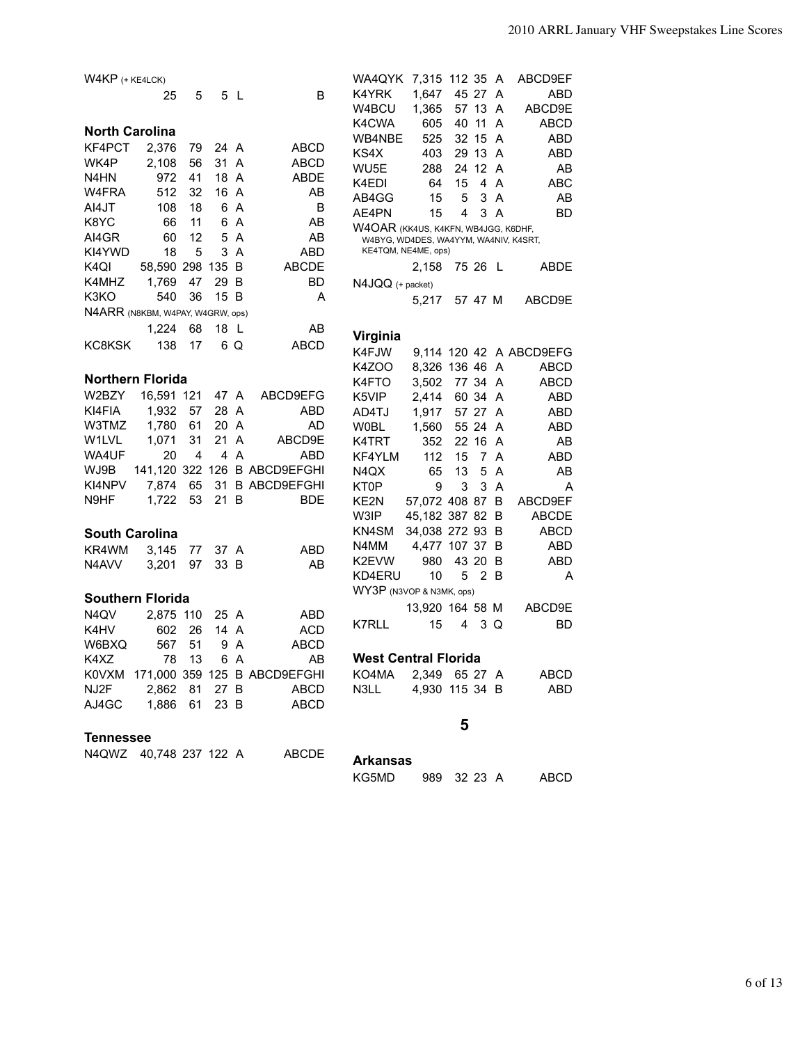W4KP (+ KE4LCK)

| | | | | |
|---|---|---|---|---|
| 25 | 5 | 5 | L | B |

### North Carolina

| | | | | | |
|---|---|---|---|---|---|
| KF4PCT | 2,376 | 79 | 24 | A | ABCD |
| WK4P | 2,108 | 56 | 31 | A | ABCD |
| N4HN | 972 | 41 | 18 | A | ABDE |
| W4FRA | 512 | 32 | 16 | A | AB |
| AI4JT | 108 | 18 | 6 | A | B |
| K8YC | 66 | 11 | 6 | A | AB |
| AI4GR | 60 | 12 | 5 | A | AB |
| KI4YWD | 18 | 5 | 3 | A | ABD |
| K4QI | 58,590 | 298 | 135 | B | ABCDE |
| K4MHZ | 1,769 | 47 | 29 | B | BD |
| K3KO | 540 | 36 | 15 | B | A |
| N4ARR (N8KBM, W4PAY, W4GRW, ops) | | | | | |
| | 1,224 | 68 | 18 | L | AB |
| KC8KSK | 138 | 17 | 6 | Q | ABCD |

### Northern Florida

| | | | | | |
|---|---|---|---|---|---|
| W2BZY | 16,591 | 121 | 47 | A | ABCD9EFG |
| KI4FIA | 1,932 | 57 | 28 | A | ABD |
| W3TMZ | 1,780 | 61 | 20 | A | AD |
| W1LVL | 1,071 | 31 | 21 | A | ABCD9E |
| WA4UF | 20 | 4 | 4 | A | ABD |
| WJ9B | 141,120 | 322 | 126 | B | ABCD9EFGHI |
| KI4NPV | 7,874 | 65 | 31 | B | ABCD9EFGHI |
| N9HF | 1,722 | 53 | 21 | B | BDE |

### South Carolina

| | | | | | |
|---|---|---|---|---|---|
| KR4WM | 3,145 | 77 | 37 | A | ABD |
| N4AVV | 3,201 | 97 | 33 | B | AB |

### Southern Florida

| | | | | | |
|---|---|---|---|---|---|
| N4QV | 2,875 | 110 | 25 | A | ABD |
| K4HV | 602 | 26 | 14 | A | ACD |
| W6BXQ | 567 | 51 | 9 | A | ABCD |
| K4XZ | 78 | 13 | 6 | A | AB |
| K0VXM | 171,000 | 359 | 125 | B | ABCD9EFGHI |
| NJ2F | 2,862 | 81 | 27 | B | ABCD |
| AJ4GC | 1,886 | 61 | 23 | B | ABCD |

### Tennessee

| | | | | | |
|---|---|---|---|---|---|
| N4QWZ | 40,748 | 237 | 122 | A | ABCDE |
| WA4QYK | 7,315 | 112 | 35 | A | ABCD9EF |
| K4YRK | 1,647 | 45 | 27 | A | ABD |
| W4BCU | 1,365 | 57 | 13 | A | ABCD9E |
| K4CWA | 605 | 40 | 11 | A | ABCD |
| WB4NBE | 525 | 32 | 15 | A | ABD |
| KS4X | 403 | 29 | 13 | A | ABD |
| WU5E | 288 | 24 | 12 | A | AB |
| K4EDI | 64 | 15 | 4 | A | ABC |
| AB4GG | 15 | 5 | 3 | A | AB |
| AE4PN | 15 | 4 | 3 | A | BD |
| W4OAR (KK4US, K4KFN, WB4JGG, K6DHF, W4BYG, WD4DES, WA4YYM, WA4NIV, K4SRT, KE4TQM, NE4ME, ops) | | | | | |
| | 2,158 | 75 | 26 | L | ABDE |
| N4JQQ (+ packet) | | | | | |
| | 5,217 | 57 | 47 | M | ABCD9E |

### Virginia

| | | | | | |
|---|---|---|---|---|---|
| K4FJW | 9,114 | 120 | 42 | A | ABCD9EFG |
| K4ZOO | 8,326 | 136 | 46 | A | ABCD |
| K4FTO | 3,502 | 77 | 34 | A | ABCD |
| K5VIP | 2,414 | 60 | 34 | A | ABD |
| AD4TJ | 1,917 | 57 | 27 | A | ABD |
| W0BL | 1,560 | 55 | 24 | A | ABD |
| K4TRT | 352 | 22 | 16 | A | AB |
| KF4YLM | 112 | 15 | 7 | A | ABD |
| N4QX | 65 | 13 | 5 | A | AB |
| KT0P | 9 | 3 | 3 | A | A |
| KE2N | 57,072 | 408 | 87 | B | ABCD9EF |
| W3IP | 45,182 | 387 | 82 | B | ABCDE |
| KN4SM | 34,038 | 272 | 93 | B | ABCD |
| N4MM | 4,477 | 107 | 37 | B | ABD |
| K2EVW | 980 | 43 | 20 | B | ABD |
| KD4ERU | 10 | 5 | 2 | B | A |
| WY3P (N3VOP & N3MK, ops) | | | | | |
| | 13,920 | 164 | 58 | M | ABCD9E |
| K7RLL | 15 | 4 | 3 | Q | BD |

### West Central Florida

| | | | | | |
|---|---|---|---|---|---|
| KO4MA | 2,349 | 65 | 27 | A | ABCD |
| N3LL | 4,930 | 115 | 34 | B | ABD |

## 5

### Arkansas

| | | | | | |
|---|---|---|---|---|---|
| KG5MD | 989 | 32 | 23 | A | ABCD |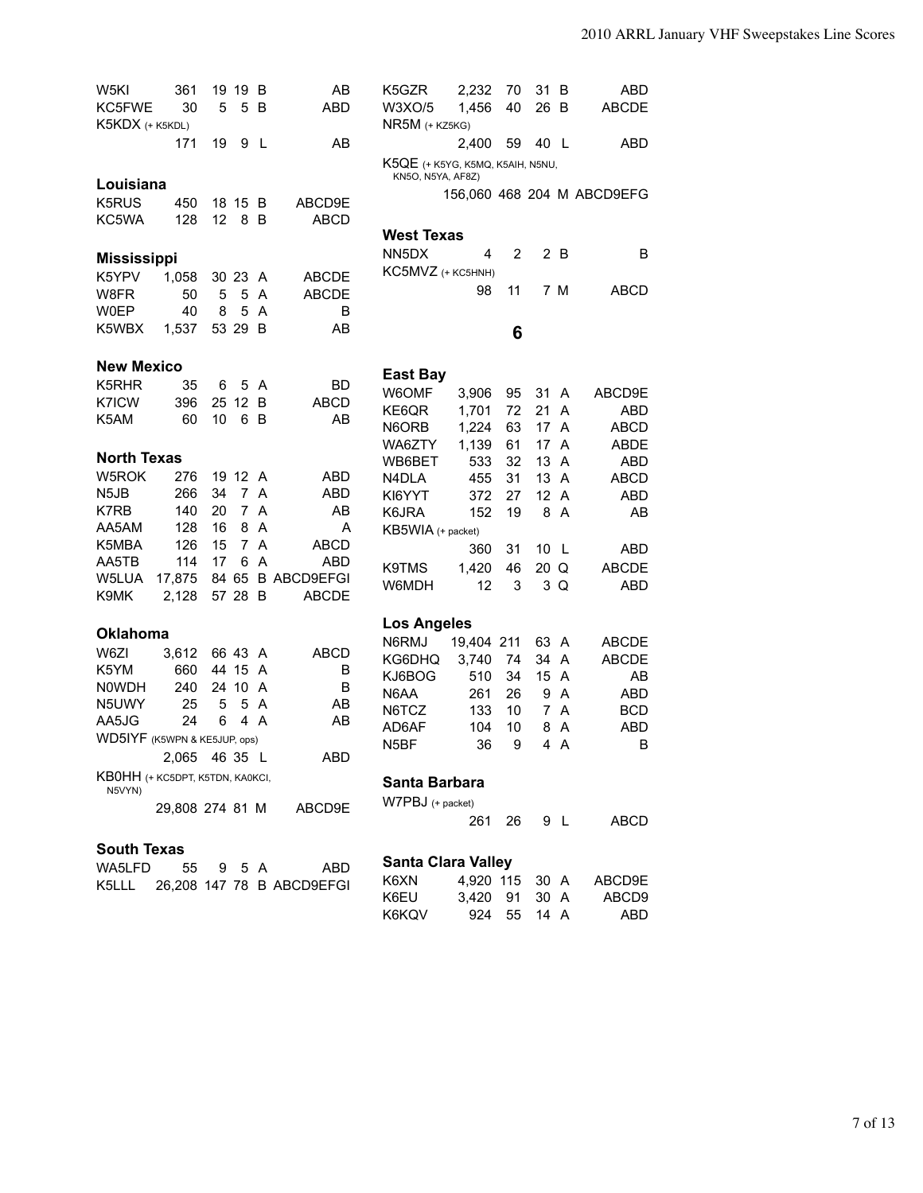| | | | | | |
|---|---|---|---|---|---|
| W5KI | 361 | 19 | 19 | B | AB |
| KC5FWE | 30 | 5 | 5 | B | ABD |
| K5KDX (+ K5KDL) | 171 | 19 | 9 | L | AB |

### Louisiana

| | | | | | |
|---|---|---|---|---|---|
| K5RUS | 450 | 18 | 15 | B | ABCD9E |
| KC5WA | 128 | 12 | 8 | B | ABCD |

### Mississippi

| | | | | | |
|---|---|---|---|---|---|
| K5YPV | 1,058 | 30 | 23 | A | ABCDE |
| W8FR | 50 | 5 | 5 | A | ABCDE |
| W0EP | 40 | 8 | 5 | A | B |
| K5WBX | 1,537 | 53 | 29 | B | AB |

### New Mexico

| | | | | | |
|---|---|---|---|---|---|
| K5RHR | 35 | 6 | 5 | A | BD |
| K7ICW | 396 | 25 | 12 | B | ABCD |
| K5AM | 60 | 10 | 6 | B | AB |

### North Texas

| | | | | | |
|---|---|---|---|---|---|
| W5ROK | 276 | 19 | 12 | A | ABD |
| N5JB | 266 | 34 | 7 | A | ABD |
| K7RB | 140 | 20 | 7 | A | AB |
| AA5AM | 128 | 16 | 8 | A | A |
| K5MBA | 126 | 15 | 7 | A | ABCD |
| AA5TB | 114 | 17 | 6 | A | ABD |
| W5LUA | 17,875 | 84 | 65 | B | ABCD9EFGI |
| K9MK | 2,128 | 57 | 28 | B | ABCDE |

### Oklahoma

| | | | | | |
|---|---|---|---|---|---|
| W6ZI | 3,612 | 66 | 43 | A | ABCD |
| K5YM | 660 | 44 | 15 | A | B |
| N0WDH | 240 | 24 | 10 | A | B |
| N5UWY | 25 | 5 | 5 | A | AB |
| AA5JG | 24 | 6 | 4 | A | AB |
| WD5IYF (K5WPN & KE5JUP, ops) | 2,065 | 46 | 35 | L | ABD |
| KB0HH (+ KC5DPT, K5TDN, KA0KCI, N5VYN) | 29,808 | 274 | 81 | M | ABCD9E |

### South Texas

| | | | | | |
|---|---|---|---|---|---|
| WA5LFD | 55 | 9 | 5 | A | ABD |
| K5LLL | 26,208 | 147 | 78 | B | ABCD9EFGI |
| K5GZR | 2,232 | 70 | 31 | B | ABD |
| W3XO/5 | 1,456 | 40 | 26 | B | ABCDE |
| NR5M (+ KZ5KG) | 2,400 | 59 | 40 | L | ABD |
| K5QE (+ K5YG, K5MQ, K5AIH, N5NU, KN5O, N5YA, AF8Z) | 156,060 | 468 | 204 | M | ABCD9EFG |

### West Texas

| | | | | | |
|---|---|---|---|---|---|
| NN5DX | 4 | 2 | 2 | B | B |
| KC5MVZ (+ KC5HNH) | 98 | 11 | 7 | M | ABCD |

## 6

### East Bay

| | | | | | |
|---|---|---|---|---|---|
| W6OMF | 3,906 | 95 | 31 | A | ABCD9E |
| KE6QR | 1,701 | 72 | 21 | A | ABD |
| N6ORB | 1,224 | 63 | 17 | A | ABCD |
| WA6ZTY | 1,139 | 61 | 17 | A | ABDE |
| WB6BET | 533 | 32 | 13 | A | ABD |
| N4DLA | 455 | 31 | 13 | A | ABCD |
| KI6YYT | 372 | 27 | 12 | A | ABD |
| K6JRA | 152 | 19 | 8 | A | AB |
| KB5WIA (+ packet) | 360 | 31 | 10 | L | ABD |
| K9TMS | 1,420 | 46 | 20 | Q | ABCDE |
| W6MDH | 12 | 3 | 3 | Q | ABD |

### Los Angeles

| | | | | | |
|---|---|---|---|---|---|
| N6RMJ | 19,404 | 211 | 63 | A | ABCDE |
| KG6DHQ | 3,740 | 74 | 34 | A | ABCDE |
| KJ6BOG | 510 | 34 | 15 | A | AB |
| N6AA | 261 | 26 | 9 | A | ABD |
| N6TCZ | 133 | 10 | 7 | A | BCD |
| AD6AF | 104 | 10 | 8 | A | ABD |
| N5BF | 36 | 9 | 4 | A | B |

### Santa Barbara

| | | | | | |
|---|---|---|---|---|---|
| W7PBJ (+ packet) | 261 | 26 | 9 | L | ABCD |

### Santa Clara Valley

| | | | | | |
|---|---|---|---|---|---|
| K6XN | 4,920 | 115 | 30 | A | ABCD9E |
| K6EU | 3,420 | 91 | 30 | A | ABCD9 |
| K6KQV | 924 | 55 | 14 | A | ABD |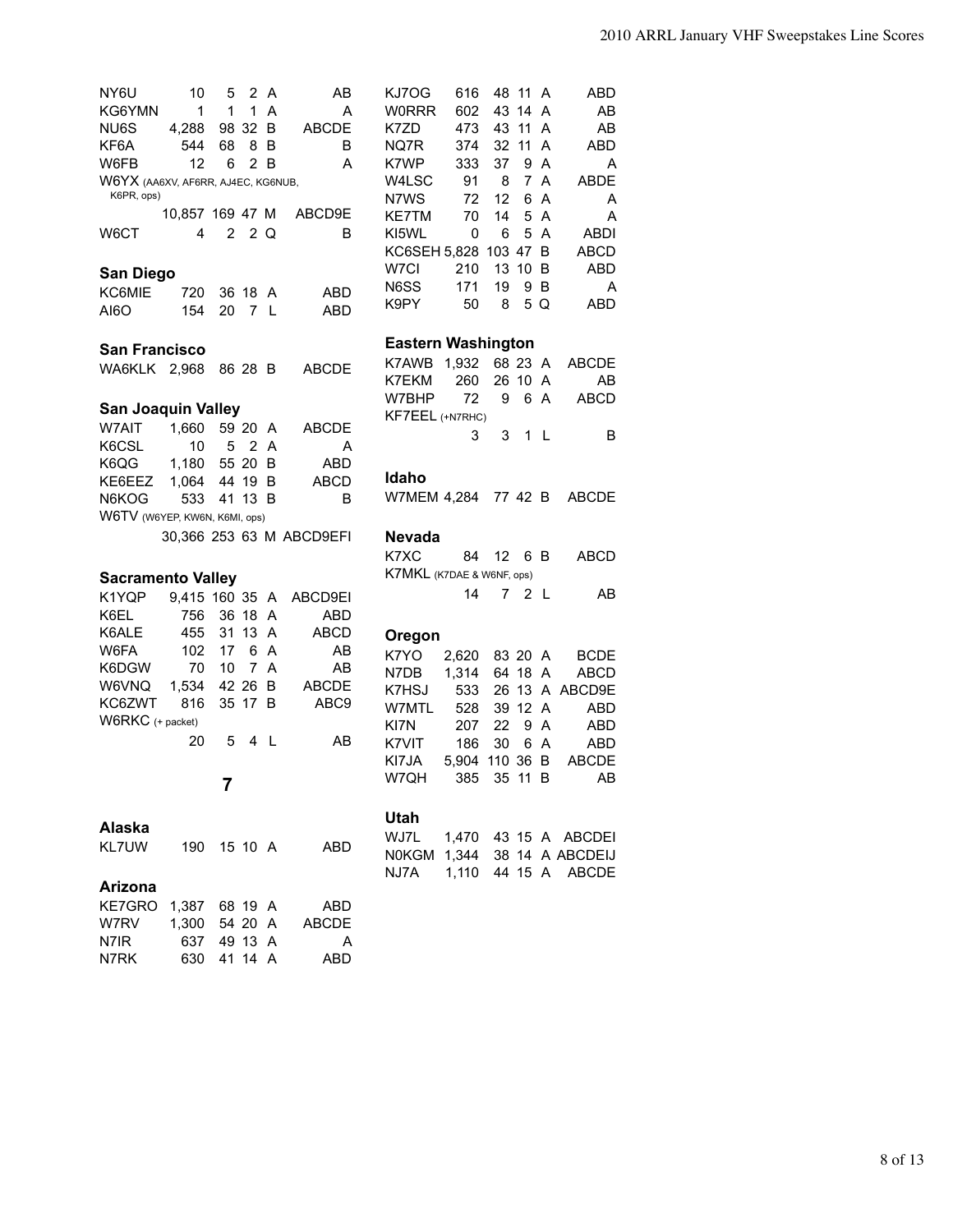| | | | | | |
|---|---|---|---|---|---|
| NY6U | 10 | 5 | 2 | A | AB |
| KG6YMN | 1 | 1 | 1 | A | A |
| NU6S | 4,288 | 98 | 32 | B | ABCDE |
| KF6A | 544 | 68 | 8 | B | B |
| W6FB | 12 | 6 | 2 | B | A |
| W6YX (AA6XV, AF6RR, AJ4EC, KG6NUB, K6PR, ops) | 10,857 | 169 | 47 | M | ABCD9E |
| W6CT | 4 | 2 | 2 | Q | B |

### San Diego

| | | | | | |
|---|---|---|---|---|---|
| KC6MIE | 720 | 36 | 18 | A | ABD |
| AI6O | 154 | 20 | 7 | L | ABD |

### San Francisco

| | | | | | |
|---|---|---|---|---|---|
| WA6KLK | 2,968 | 86 | 28 | B | ABCDE |

### San Joaquin Valley

| | | | | | |
|---|---|---|---|---|---|
| W7AIT | 1,660 | 59 | 20 | A | ABCDE |
| K6CSL | 10 | 5 | 2 | A | A |
| K6QG | 1,180 | 55 | 20 | B | ABD |
| KE6EEZ | 1,064 | 44 | 19 | B | ABCD |
| N6KOG | 533 | 41 | 13 | B | B |
| W6TV (W6YEP, KW6N, K6MI, ops) | 30,366 | 253 | 63 | M | ABCD9EFI |

### Sacramento Valley

| | | | | | |
|---|---|---|---|---|---|
| K1YQP | 9,415 | 160 | 35 | A | ABCD9EI |
| K6EL | 756 | 36 | 18 | A | ABD |
| K6ALE | 455 | 31 | 13 | A | ABCD |
| W6FA | 102 | 17 | 6 | A | AB |
| K6DGW | 70 | 10 | 7 | A | AB |
| W6VNQ | 1,534 | 42 | 26 | B | ABCDE |
| KC6ZWT | 816 | 35 | 17 | B | ABC9 |
| W6RKC (+ packet) | 20 | 5 | 4 | L | AB |

## 7

### Alaska

| | | | | | |
|---|---|---|---|---|---|
| KL7UW | 190 | 15 | 10 | A | ABD |

### Arizona

| | | | | | |
|---|---|---|---|---|---|
| KE7GRO | 1,387 | 68 | 19 | A | ABD |
| W7RV | 1,300 | 54 | 20 | A | ABCDE |
| N7IR | 637 | 49 | 13 | A | A |
| N7RK | 630 | 41 | 14 | A | ABD |
| KJ7OG | 616 | 48 | 11 | A | ABD |
| W0RRR | 602 | 43 | 14 | A | AB |
| K7ZD | 473 | 43 | 11 | A | AB |
| NQ7R | 374 | 32 | 11 | A | ABD |
| K7WP | 333 | 37 | 9 | A | A |
| W4LSC | 91 | 8 | 7 | A | ABDE |
| N7WS | 72 | 12 | 6 | A | A |
| KE7TM | 70 | 14 | 5 | A | A |
| KI5WL | 0 | 6 | 5 | A | ABDI |
| KC6SEH | 5,828 | 103 | 47 | B | ABCD |
| W7CI | 210 | 13 | 10 | B | ABD |
| N6SS | 171 | 19 | 9 | B | A |
| K9PY | 50 | 8 | 5 | Q | ABD |

### Eastern Washington

| | | | | | |
|---|---|---|---|---|---|
| K7AWB | 1,932 | 68 | 23 | A | ABCDE |
| K7EKM | 260 | 26 | 10 | A | AB |
| W7BHP | 72 | 9 | 6 | A | ABCD |
| KF7EEL (+N7RHC) | 3 | 3 | 1 | L | B |

### Idaho

| | | | | | |
|---|---|---|---|---|---|
| W7MEM | 4,284 | 77 | 42 | B | ABCDE |

### Nevada

| | | | | | |
|---|---|---|---|---|---|
| K7XC | 84 | 12 | 6 | B | ABCD |
| K7MKL (K7DAE & W6NF, ops) | 14 | 7 | 2 | L | AB |

### Oregon

| | | | | | |
|---|---|---|---|---|---|
| K7YO | 2,620 | 83 | 20 | A | BCDE |
| N7DB | 1,314 | 64 | 18 | A | ABCD |
| K7HSJ | 533 | 26 | 13 | A | ABCD9E |
| W7MTL | 528 | 39 | 12 | A | ABD |
| KI7N | 207 | 22 | 9 | A | ABD |
| K7VIT | 186 | 30 | 6 | A | ABD |
| KI7JA | 5,904 | 110 | 36 | B | ABCDE |
| W7QH | 385 | 35 | 11 | B | AB |

### Utah

| | | | | | |
|---|---|---|---|---|---|
| WJ7L | 1,470 | 43 | 15 | A | ABCDEI |
| N0KGM | 1,344 | 38 | 14 | A | ABCDEIJ |
| NJ7A | 1,110 | 44 | 15 | A | ABCDE |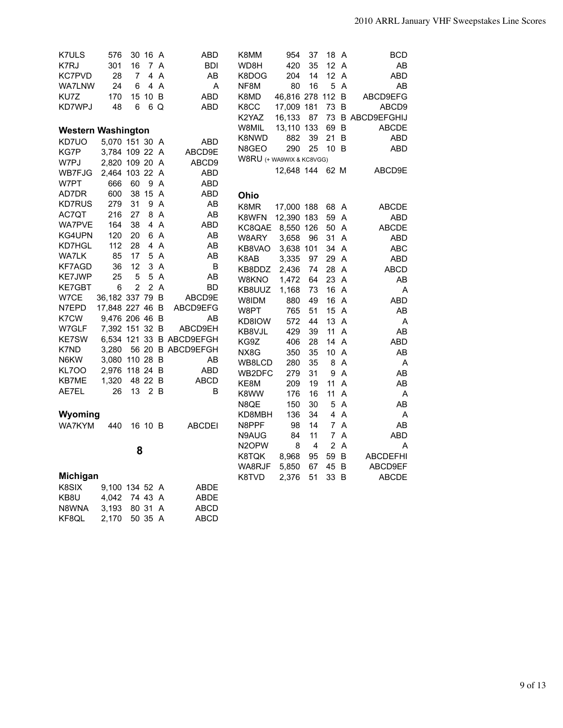| Call | Score | QSOs | Mults | Class | Bands |
|---|---|---|---|---|---|
| K7ULS | 576 | 30 | 16 | A | ABD |
| K7RJ | 301 | 16 | 7 | A | BDI |
| KC7PVD | 28 | 7 | 4 | A | AB |
| WA7LNW | 24 | 6 | 4 | A | A |
| KU7Z | 170 | 15 | 10 | B | ABD |
| KD7WPJ | 48 | 6 | 6 | Q | ABD |

### Western Washington

| Call | Score | QSOs | Mults | Class | Bands |
|---|---|---|---|---|---|
| KD7UO | 5,070 | 151 | 30 | A | ABD |
| KG7P | 3,784 | 109 | 22 | A | ABCD9E |
| W7PJ | 2,820 | 109 | 20 | A | ABCD9 |
| WB7FJG | 2,464 | 103 | 22 | A | ABD |
| W7PT | 666 | 60 | 9 | A | ABD |
| AD7DR | 600 | 38 | 15 | A | ABD |
| KD7RUS | 279 | 31 | 9 | A | AB |
| AC7QT | 216 | 27 | 8 | A | AB |
| WA7PVE | 164 | 38 | 4 | A | ABD |
| KG4UPN | 120 | 20 | 6 | A | AB |
| KD7HGL | 112 | 28 | 4 | A | AB |
| WA7LK | 85 | 17 | 5 | A | AB |
| KF7AGD | 36 | 12 | 3 | A | B |
| KE7JWP | 25 | 5 | 5 | A | AB |
| KE7GBT | 6 | 2 | 2 | A | BD |
| W7CE | 36,182 | 337 | 79 | B | ABCD9E |
| N7EPD | 17,848 | 227 | 46 | B | ABCD9EFG |
| K7CW | 9,476 | 206 | 46 | B | AB |
| W7GLF | 7,392 | 151 | 32 | B | ABCD9EH |
| KE7SW | 6,534 | 121 | 33 | B | ABCD9EFGH |
| K7ND | 3,280 | 56 | 20 | B | ABCD9EFGH |
| N6KW | 3,080 | 110 | 28 | B | AB |
| KL7OO | 2,976 | 118 | 24 | B | ABD |
| KB7ME | 1,320 | 48 | 22 | B | ABCD |
| AE7EL | 26 | 13 | 2 | B | B |

### Wyoming

| Call | Score | QSOs | Mults | Class | Bands |
|---|---|---|---|---|---|
| WA7KYM | 440 | 16 | 10 | B | ABCDEI |

## 8

### Michigan

| Call | Score | QSOs | Mults | Class | Bands |
|---|---|---|---|---|---|
| K8SIX | 9,100 | 134 | 52 | A | ABDE |
| KB8U | 4,042 | 74 | 43 | A | ABDE |
| N8WNA | 3,193 | 80 | 31 | A | ABCD |
| KF8QL | 2,170 | 50 | 35 | A | ABCD |
| K8MM | 954 | 37 | 18 | A | BCD |
| WD8H | 420 | 35 | 12 | A | AB |
| K8DOG | 204 | 14 | 12 | A | ABD |
| NF8M | 80 | 16 | 5 | A | AB |
| K8MD | 46,816 | 278 | 112 | B | ABCD9EFG |
| K8CC | 17,009 | 181 | 73 | B | ABCD9 |
| K2YAZ | 16,133 | 87 | 73 | B | ABCD9EFGHIJ |
| W8MIL | 13,110 | 133 | 69 | B | ABCDE |
| K8NWD | 882 | 39 | 21 | B | ABD |
| N8GEO | 290 | 25 | 10 | B | ABD |
| W8RU (+ WA9WIX & KC8VGG) | 12,648 | 144 | 62 | M | ABCD9E |

### Ohio

| Call | Score | QSOs | Mults | Class | Bands |
|---|---|---|---|---|---|
| K8MR | 17,000 | 188 | 68 | A | ABCDE |
| K8WFN | 12,390 | 183 | 59 | A | ABD |
| KC8QAE | 8,550 | 126 | 50 | A | ABCDE |
| W8ARY | 3,658 | 96 | 31 | A | ABD |
| KB8VAO | 3,638 | 101 | 34 | A | ABC |
| K8AB | 3,335 | 97 | 29 | A | ABD |
| KB8DDZ | 2,436 | 74 | 28 | A | ABCD |
| W8KNO | 1,472 | 64 | 23 | A | AB |
| KB8UUZ | 1,168 | 73 | 16 | A | A |
| W8IDM | 880 | 49 | 16 | A | ABD |
| W8PT | 765 | 51 | 15 | A | AB |
| KD8IOW | 572 | 44 | 13 | A | A |
| KB8VJL | 429 | 39 | 11 | A | AB |
| KG9Z | 406 | 28 | 14 | A | ABD |
| NX8G | 350 | 35 | 10 | A | AB |
| WB8LCD | 280 | 35 | 8 | A | A |
| WB2DFC | 279 | 31 | 9 | A | AB |
| KE8M | 209 | 19 | 11 | A | AB |
| K8WW | 176 | 16 | 11 | A | A |
| N8QE | 150 | 30 | 5 | A | AB |
| KD8MBH | 136 | 34 | 4 | A | A |
| N8PPF | 98 | 14 | 7 | A | AB |
| N9AUG | 84 | 11 | 7 | A | ABD |
| N2OPW | 8 | 4 | 2 | A | A |
| K8TQK | 8,968 | 95 | 59 | B | ABCDEFHI |
| WA8RJF | 5,850 | 67 | 45 | B | ABCD9EF |
| K8TVD | 2,376 | 51 | 33 | B | ABCDE |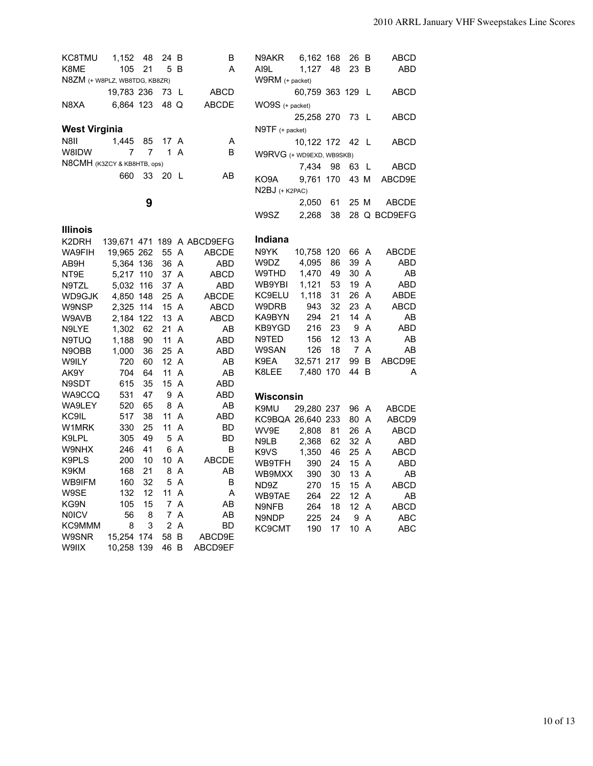| | | | | | |
|---|---|---|---|---|---|
| KC8TMU | 1,152 | 48 | 24 | B | B |
| K8ME | 105 | 21 | 5 | B | A |
| N8ZM (+ W8PLZ, WB8TDG, KB8ZR) | | | | | |
| | 19,783 | 236 | 73 | L | ABCD |
| N8XA | 6,864 | 123 | 48 | Q | ABCDE |

### West Virginia

| | | | | | |
|---|---|---|---|---|---|
| N8II | 1,445 | 85 | 17 | A | A |
| W8IDW | 7 | 7 | 1 | A | B |
| N8CMH (K3ZCY & KB8HTB, ops) | | | | | |
| | 660 | 33 | 20 | L | AB |

## 9

### Illinois

| | | | | | |
|---|---|---|---|---|---|
| K2DRH | 139,671 | 471 | 189 | A | ABCD9EFG |
| WA9FIH | 19,965 | 262 | 55 | A | ABCDE |
| AB9H | 5,364 | 136 | 36 | A | ABD |
| NT9E | 5,217 | 110 | 37 | A | ABCD |
| N9TZL | 5,032 | 116 | 37 | A | ABD |
| WD9GJK | 4,850 | 148 | 25 | A | ABCDE |
| W9NSP | 2,325 | 114 | 15 | A | ABCD |
| W9AVB | 2,184 | 122 | 13 | A | ABCD |
| N9LYE | 1,302 | 62 | 21 | A | AB |
| N9TUQ | 1,188 | 90 | 11 | A | ABD |
| N9OBB | 1,000 | 36 | 25 | A | ABD |
| W9ILY | 720 | 60 | 12 | A | AB |
| AK9Y | 704 | 64 | 11 | A | AB |
| N9SDT | 615 | 35 | 15 | A | ABD |
| WA9CCQ | 531 | 47 | 9 | A | ABD |
| WA9LEY | 520 | 65 | 8 | A | AB |
| KC9IL | 517 | 38 | 11 | A | ABD |
| W1MRK | 330 | 25 | 11 | A | BD |
| K9LPL | 305 | 49 | 5 | A | BD |
| W9NHX | 246 | 41 | 6 | A | B |
| K9PLS | 200 | 10 | 10 | A | ABCDE |
| K9KM | 168 | 21 | 8 | A | AB |
| WB9IFM | 160 | 32 | 5 | A | B |
| W9SE | 132 | 12 | 11 | A | A |
| KG9N | 105 | 15 | 7 | A | AB |
| N0ICV | 56 | 8 | 7 | A | AB |
| KC9MMM | 8 | 3 | 2 | A | BD |
| W9SNR | 15,254 | 174 | 58 | B | ABCD9E |
| W9IIX | 10,258 | 139 | 46 | B | ABCD9EF |
| N9AKR | 6,162 | 168 | 26 | B | ABCD |
| AI9L | 1,127 | 48 | 23 | B | ABD |
| W9RM (+ packet) | | | | | |
| | 60,759 | 363 | 129 | L | ABCD |
| WO9S (+ packet) | | | | | |
| | 25,258 | 270 | 73 | L | ABCD |
| N9TF (+ packet) | | | | | |
| | 10,122 | 172 | 42 | L | ABCD |
| W9RVG (+ WD9EXD, WB9SKB) | | | | | |
| | 7,434 | 98 | 63 | L | ABCD |
| KO9A | 9,761 | 170 | 43 | M | ABCD9E |
| N2BJ (+ K2PAC) | | | | | |
| | 2,050 | 61 | 25 | M | ABCDE |
| W9SZ | 2,268 | 38 | 28 | Q | BCD9EFG |

### Indiana

| | | | | | |
|---|---|---|---|---|---|
| N9YK | 10,758 | 120 | 66 | A | ABCDE |
| W9DZ | 4,095 | 86 | 39 | A | ABD |
| W9THD | 1,470 | 49 | 30 | A | AB |
| WB9YBI | 1,121 | 53 | 19 | A | ABD |
| KC9ELU | 1,118 | 31 | 26 | A | ABDE |
| W9DRB | 943 | 32 | 23 | A | ABCD |
| KA9BYN | 294 | 21 | 14 | A | AB |
| KB9YGD | 216 | 23 | 9 | A | ABD |
| N9TED | 156 | 12 | 13 | A | AB |
| W9SAN | 126 | 18 | 7 | A | AB |
| K9EA | 32,571 | 217 | 99 | B | ABCD9E |
| K8LEE | 7,480 | 170 | 44 | B | A |

### Wisconsin

| | | | | | |
|---|---|---|---|---|---|
| K9MU | 29,280 | 237 | 96 | A | ABCDE |
| KC9BQA | 26,640 | 233 | 80 | A | ABCD9 |
| WV9E | 2,808 | 81 | 26 | A | ABCD |
| N9LB | 2,368 | 62 | 32 | A | ABD |
| K9VS | 1,350 | 46 | 25 | A | ABCD |
| WB9TFH | 390 | 24 | 15 | A | ABD |
| WB9MXX | 390 | 30 | 13 | A | AB |
| ND9Z | 270 | 15 | 15 | A | ABCD |
| WB9TAE | 264 | 22 | 12 | A | AB |
| N9NFB | 264 | 18 | 12 | A | ABCD |
| N9NDP | 225 | 24 | 9 | A | ABC |
| KC9CMT | 190 | 17 | 10 | A | ABC |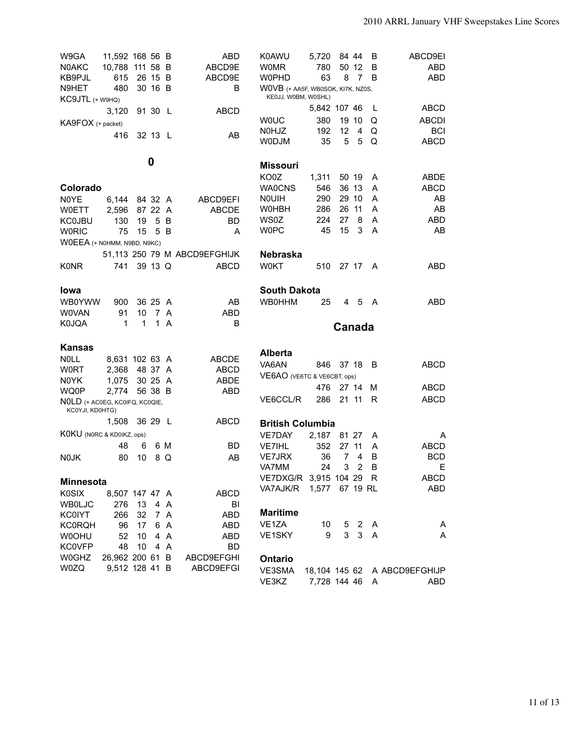| | | | | | |
|---|---|---|---|---|---|
| W9GA | 11,592 | 168 | 56 | B | ABD |
| N0AKC | 10,788 | 111 | 58 | B | ABCD9E |
| KB9PJL | 615 | 26 | 15 | B | ABCD9E |
| N9HET | 480 | 30 | 16 | B | B |
| KC9JTL (+ W9HQ) | 3,120 | 91 | 30 | L | ABCD |
| KA9FOX (+ packet) | 416 | 32 | 13 | L | AB |

## 0

### Colorado

| | | | | | |
|---|---|---|---|---|---|
| N0YE | 6,144 | 84 | 32 | A | ABCD9EFI |
| W0ETT | 2,596 | 87 | 22 | A | ABCDE |
| KC0JBU | 130 | 19 | 5 | B | BD |
| W0RIC | 75 | 15 | 5 | B | A |
| W0EEA (+ N0HMM, N9BD, N9KC) | 51,113 | 250 | 79 | M | ABCD9EFGHIJK |
| K0NR | 741 | 39 | 13 | Q | ABCD |

### Iowa

| | | | | | |
|---|---|---|---|---|---|
| WB0YWW | 900 | 36 | 25 | A | AB |
| W0VAN | 91 | 10 | 7 | A | ABD |
| K0JQA | 1 | 1 | 1 | A | B |

### Kansas

| | | | | | |
|---|---|---|---|---|---|
| N0LL | 8,631 | 102 | 63 | A | ABCDE |
| W0RT | 2,368 | 48 | 37 | A | ABCD |
| N0YK | 1,075 | 30 | 25 | A | ABDE |
| WQ0P | 2,774 | 56 | 38 | B | ABD |
| N0LD (+ AC0EG, KC0IFQ, KC0QIE, KC0YJI, KD0HTG) | 1,508 | 36 | 29 | L | ABCD |
| K0KU (N0RC & KD0IKZ, ops) | 48 | 6 | 6 | M | BD |
| N0JK | 80 | 10 | 8 | Q | AB |

### Minnesota

| | | | | | |
|---|---|---|---|---|---|
| K0SIX | 8,507 | 147 | 47 | A | ABCD |
| WB0LJC | 276 | 13 | 4 | A | BI |
| KC0IYT | 266 | 32 | 7 | A | ABD |
| KC0RQH | 96 | 17 | 6 | A | ABD |
| W0OHU | 52 | 10 | 4 | A | ABD |
| KC0VFP | 48 | 10 | 4 | A | BD |
| W0GHZ | 26,962 | 200 | 61 | B | ABCD9EFGHI |
| W0ZQ | 9,512 | 128 | 41 | B | ABCD9EFGI |
| K0AWU | 5,720 | 84 | 44 | B | ABCD9EI |
| W0MR | 780 | 50 | 12 | B | ABD |
| W0PHD | 63 | 8 | 7 | B | ABD |
| W0VB (+ AA5F, WB0SOK, KI7K, NZ0S, KE0JJ, W0BM, W0SHL) | 5,842 | 107 | 46 | L | ABCD |
| W0UC | 380 | 19 | 10 | Q | ABCDI |
| N0HJZ | 192 | 12 | 4 | Q | BCI |
| W0DJM | 35 | 5 | 5 | Q | ABCD |

### Missouri

| | | | | | |
|---|---|---|---|---|---|
| KO0Z | 1,311 | 50 | 19 | A | ABDE |
| WA0CNS | 546 | 36 | 13 | A | ABCD |
| N0UIH | 290 | 29 | 10 | A | AB |
| W0HBH | 286 | 26 | 11 | A | AB |
| WS0Z | 224 | 27 | 8 | A | ABD |
| W0PC | 45 | 15 | 3 | A | AB |

### Nebraska

| | | | | | |
|---|---|---|---|---|---|
| W0KT | 510 | 27 | 17 | A | ABD |

### South Dakota

| | | | | | |
|---|---|---|---|---|---|
| WB0HHM | 25 | 4 | 5 | A | ABD |

## Canada

### Alberta

| | | | | | |
|---|---|---|---|---|---|
| VA6AN | 846 | 37 | 18 | B | ABCD |
| VE6AO (VE6TC & VE6CBT, ops) | 476 | 27 | 14 | M | ABCD |
| VE6CCL/R | 286 | 21 | 11 | R | ABCD |

### British Columbia

| | | | | | |
|---|---|---|---|---|---|
| VE7DAY | 2,187 | 81 | 27 | A | A |
| VE7IHL | 352 | 27 | 11 | A | ABCD |
| VE7JRX | 36 | 7 | 4 | B | BCD |
| VA7MM | 24 | 3 | 2 | B | E |
| VE7DXG/R | 3,915 | 104 | 29 | R | ABCD |
| VA7AJK/R | 1,577 | 67 | 19 | RL | ABD |

### Maritime

| | | | | | |
|---|---|---|---|---|---|
| VE1ZA | 10 | 5 | 2 | A | A |
| VE1SKY | 9 | 3 | 3 | A | A |

### Ontario

| | | | | | |
|---|---|---|---|---|---|
| VE3SMA | 18,104 | 145 | 62 | A | ABCD9EFGHIJP |
| VE3KZ | 7,728 | 144 | 46 | A | ABD |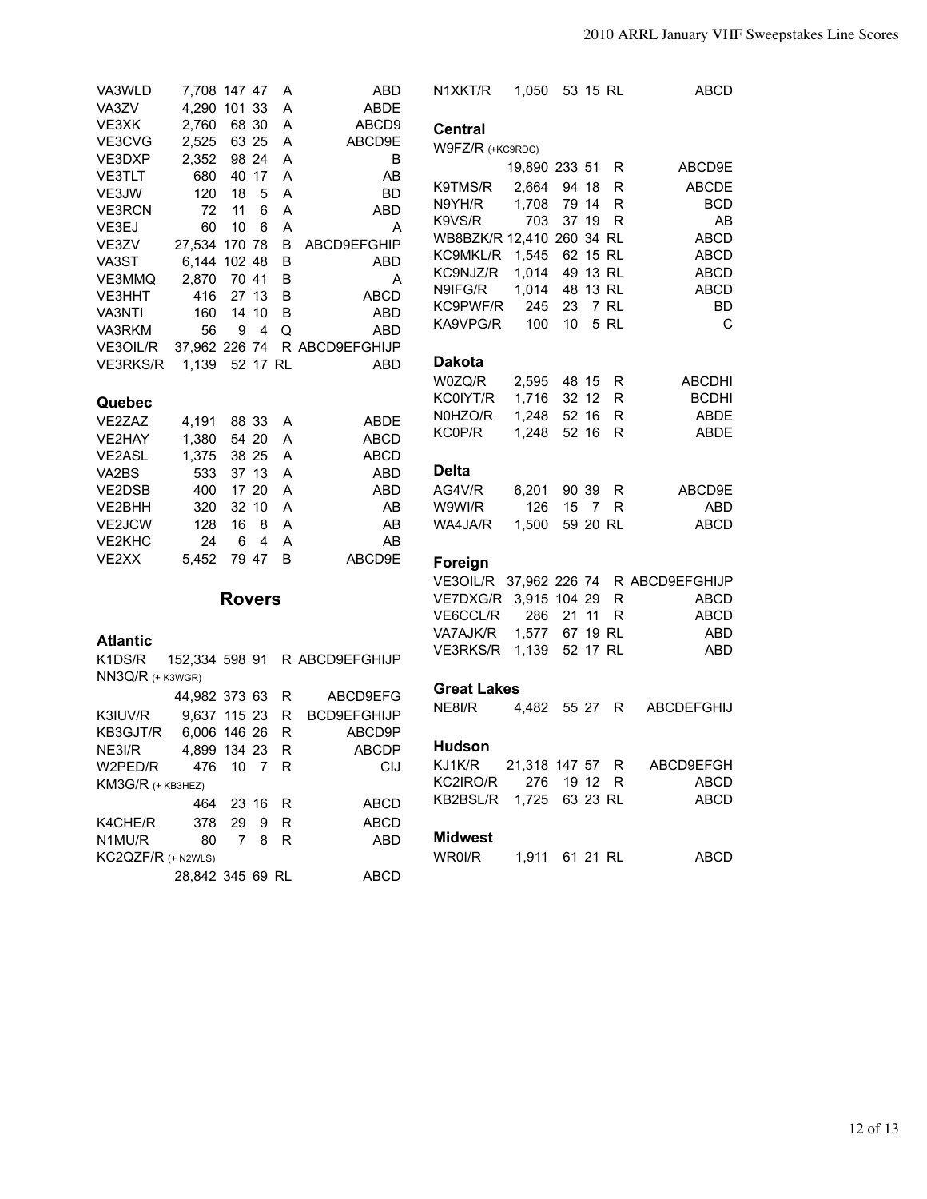| | | | | | |
|---|---|---|---|---|---|
| VA3WLD | 7,708 | 147 | 47 | A | ABD |
| VA3ZV | 4,290 | 101 | 33 | A | ABDE |
| VE3XK | 2,760 | 68 | 30 | A | ABCD9 |
| VE3CVG | 2,525 | 63 | 25 | A | ABCD9E |
| VE3DXP | 2,352 | 98 | 24 | A | B |
| VE3TLT | 680 | 40 | 17 | A | AB |
| VE3JW | 120 | 18 | 5 | A | BD |
| VE3RCN | 72 | 11 | 6 | A | ABD |
| VE3EJ | 60 | 10 | 6 | A | A |
| VE3ZV | 27,534 | 170 | 78 | B | ABCD9EFGHIP |
| VA3ST | 6,144 | 102 | 48 | B | ABD |
| VE3MMQ | 2,870 | 70 | 41 | B | A |
| VE3HHT | 416 | 27 | 13 | B | ABCD |
| VA3NTI | 160 | 14 | 10 | B | ABD |
| VA3RKM | 56 | 9 | 4 | Q | ABD |
| VE3OIL/R | 37,962 | 226 | 74 | R | ABCD9EFGHIJP |
| VE3RKS/R | 1,139 | 52 | 17 | RL | ABD |

### Quebec

| | | | | | |
|---|---|---|---|---|---|
| VE2ZAZ | 4,191 | 88 | 33 | A | ABDE |
| VE2HAY | 1,380 | 54 | 20 | A | ABCD |
| VE2ASL | 1,375 | 38 | 25 | A | ABCD |
| VA2BS | 533 | 37 | 13 | A | ABD |
| VE2DSB | 400 | 17 | 20 | A | ABD |
| VE2BHH | 320 | 32 | 10 | A | AB |
| VE2JCW | 128 | 16 | 8 | A | AB |
| VE2KHC | 24 | 6 | 4 | A | AB |
| VE2XX | 5,452 | 79 | 47 | B | ABCD9E |

## Rovers

### Atlantic

| | | | | | |
|---|---|---|---|---|---|
| K1DS/R | 152,334 | 598 | 91 | R | ABCD9EFGHIJP |
| NN3Q/R (+ K3WGR) | 44,982 | 373 | 63 | R | ABCD9EFG |
| K3IUV/R | 9,637 | 115 | 23 | R | BCD9EFGHIJP |
| KB3GJT/R | 6,006 | 146 | 26 | R | ABCD9P |
| NE3I/R | 4,899 | 134 | 23 | R | ABCDP |
| W2PED/R | 476 | 10 | 7 | R | CIJ |
| KM3G/R (+ KB3HEZ) | 464 | 23 | 16 | R | ABCD |
| K4CHE/R | 378 | 29 | 9 | R | ABCD |
| N1MU/R | 80 | 7 | 8 | R | ABD |
| KC2QZF/R (+ N2WLS) | 28,842 | 345 | 69 | RL | ABCD |
| N1XKT/R | 1,050 | 53 | 15 | RL | ABCD |

### Central

| | | | | | |
|---|---|---|---|---|---|
| W9FZ/R (+KC9RDC) | 19,890 | 233 | 51 | R | ABCD9E |
| K9TMS/R | 2,664 | 94 | 18 | R | ABCDE |
| N9YH/R | 1,708 | 79 | 14 | R | BCD |
| K9VS/R | 703 | 37 | 19 | R | AB |
| WB8BZK/R | 12,410 | 260 | 34 | RL | ABCD |
| KC9MKL/R | 1,545 | 62 | 15 | RL | ABCD |
| KC9NJZ/R | 1,014 | 49 | 13 | RL | ABCD |
| N9IFG/R | 1,014 | 48 | 13 | RL | ABCD |
| KC9PWF/R | 245 | 23 | 7 | RL | BD |
| KA9VPG/R | 100 | 10 | 5 | RL | C |

### Dakota

| | | | | | |
|---|---|---|---|---|---|
| W0ZQ/R | 2,595 | 48 | 15 | R | ABCDHI |
| KC0IYT/R | 1,716 | 32 | 12 | R | BCDHI |
| N0HZO/R | 1,248 | 52 | 16 | R | ABDE |
| KC0P/R | 1,248 | 52 | 16 | R | ABDE |

### Delta

| | | | | | |
|---|---|---|---|---|---|
| AG4V/R | 6,201 | 90 | 39 | R | ABCD9E |
| W9WI/R | 126 | 15 | 7 | R | ABD |
| WA4JA/R | 1,500 | 59 | 20 | RL | ABCD |

### Foreign

| | | | | | |
|---|---|---|---|---|---|
| VE3OIL/R | 37,962 | 226 | 74 | R | ABCD9EFGHIJP |
| VE7DXG/R | 3,915 | 104 | 29 | R | ABCD |
| VE6CCL/R | 286 | 21 | 11 | R | ABCD |
| VA7AJK/R | 1,577 | 67 | 19 | RL | ABD |
| VE3RKS/R | 1,139 | 52 | 17 | RL | ABD |

### Great Lakes

| | | | | | |
|---|---|---|---|---|---|
| NE8I/R | 4,482 | 55 | 27 | R | ABCDEFGHIJ |

### Hudson

| | | | | | |
|---|---|---|---|---|---|
| KJ1K/R | 21,318 | 147 | 57 | R | ABCD9EFGH |
| KC2IRO/R | 276 | 19 | 12 | R | ABCD |
| KB2BSL/R | 1,725 | 63 | 23 | RL | ABCD |

### Midwest

| | | | | | |
|---|---|---|---|---|---|
| WR0I/R | 1,911 | 61 | 21 | RL | ABCD |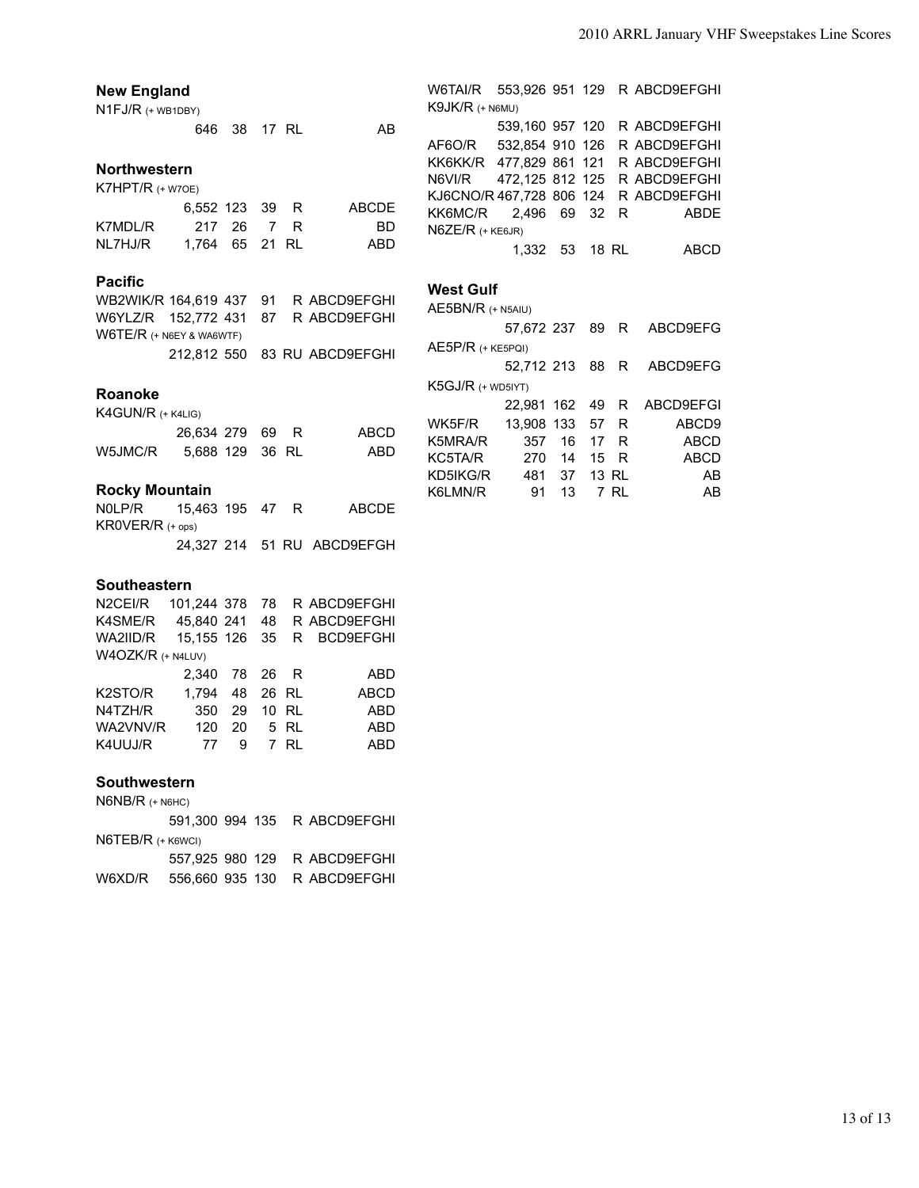## New England

| | | | | | |
|---|---|---|---|---|---|
| N1FJ/R (+ WB1DBY) | | | | | |
| | 646 | 38 | 17 | RL | AB |

## Northwestern

| | | | | | |
|---|---|---|---|---|---|
| K7HPT/R (+ W7OE) | | | | | |
| | 6,552 | 123 | 39 | R | ABCDE |
| K7MDL/R | 217 | 26 | 7 | R | BD |
| NL7HJ/R | 1,764 | 65 | 21 | RL | ABD |

## Pacific

| | | | | | |
|---|---|---|---|---|---|
| WB2WIK/R | 164,619 | 437 | 91 | R | ABCD9EFGHI |
| W6YLZ/R | 152,772 | 431 | 87 | R | ABCD9EFGHI |
| W6TE/R (+ N6EY & WA6WTF) | | | | | |
| | 212,812 | 550 | 83 | RU | ABCD9EFGHI |

## Roanoke

| | | | | | |
|---|---|---|---|---|---|
| K4GUN/R (+ K4LIG) | | | | | |
| | 26,634 | 279 | 69 | R | ABCD |
| W5JMC/R | 5,688 | 129 | 36 | RL | ABD |

## Rocky Mountain

| | | | | | |
|---|---|---|---|---|---|
| N0LP/R | 15,463 | 195 | 47 | R | ABCDE |
| KR0VER/R (+ ops) | | | | | |
| | 24,327 | 214 | 51 | RU | ABCD9EFGH |

## Southeastern

| | | | | | |
|---|---|---|---|---|---|
| N2CEI/R | 101,244 | 378 | 78 | R | ABCD9EFGHI |
| K4SME/R | 45,840 | 241 | 48 | R | ABCD9EFGHI |
| WA2IID/R | 15,155 | 126 | 35 | R | BCD9EFGHI |
| W4OZK/R (+ N4LUV) | | | | | |
| | 2,340 | 78 | 26 | R | ABD |
| K2STO/R | 1,794 | 48 | 26 | RL | ABCD |
| N4TZH/R | 350 | 29 | 10 | RL | ABD |
| WA2VNV/R | 120 | 20 | 5 | RL | ABD |
| K4UUJ/R | 77 | 9 | 7 | RL | ABD |

## Southwestern

| | | | | | |
|---|---|---|---|---|---|
| N6NB/R (+ N6HC) | | | | | |
| | 591,300 | 994 | 135 | R | ABCD9EFGHI |
| N6TEB/R (+ K6WCI) | | | | | |
| | 557,925 | 980 | 129 | R | ABCD9EFGHI |
| W6XD/R | 556,660 | 935 | 130 | R | ABCD9EFGHI |
| W6TAI/R | 553,926 | 951 | 129 | R | ABCD9EFGHI |
| K9JK/R (+ N6MU) | | | | | |
| | 539,160 | 957 | 120 | R | ABCD9EFGHI |
| AF6O/R | 532,854 | 910 | 126 | R | ABCD9EFGHI |
| KK6KK/R | 477,829 | 861 | 121 | R | ABCD9EFGHI |
| N6VI/R | 472,125 | 812 | 125 | R | ABCD9EFGHI |
| KJ6CNO/R | 467,728 | 806 | 124 | R | ABCD9EFGHI |
| KK6MC/R | 2,496 | 69 | 32 | R | ABDE |
| N6ZE/R (+ KE6JR) | | | | | |
| | 1,332 | 53 | 18 | RL | ABCD |

## West Gulf

| | | | | | |
|---|---|---|---|---|---|
| AE5BN/R (+ N5AIU) | | | | | |
| | 57,672 | 237 | 89 | R | ABCD9EFG |
| AE5P/R (+ KE5PQI) | | | | | |
| | 52,712 | 213 | 88 | R | ABCD9EFG |
| K5GJ/R (+ WD5IYT) | | | | | |
| | 22,981 | 162 | 49 | R | ABCD9EFGI |
| WK5F/R | 13,908 | 133 | 57 | R | ABCD9 |
| K5MRA/R | 357 | 16 | 17 | R | ABCD |
| KC5TA/R | 270 | 14 | 15 | R | ABCD |
| KD5IKG/R | 481 | 37 | 13 | RL | AB |
| K6LMN/R | 91 | 13 | 7 | RL | AB |